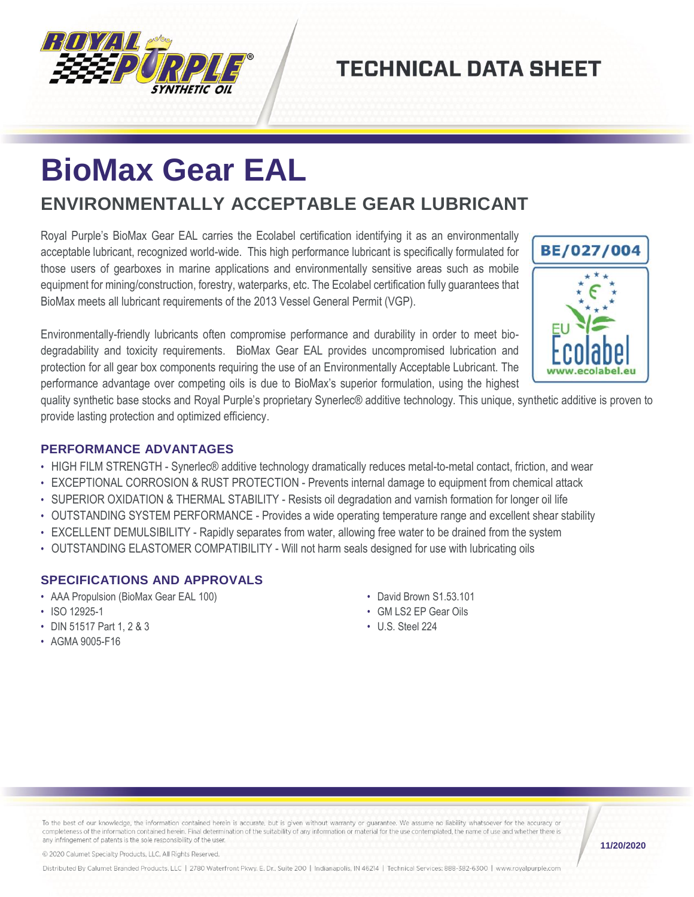# TECHNICAL DATA SHEET

# BioMax Gear EAL

## ENVIRONMENTALLY ACCEPTABLE GEAR LUBRICANT

Royal Purple's BioMax Gear EAL carries the Ecolabel certification identifying it as an environmentally acceptable lubricant, recognized world-wide. This high performance lubricant is specifically formulated for those users of gearboxes in marine applications and environmentally sensitive areas such as mobile equipment for mining/construction, forestry, waterparks, etc. The Ecolabel certification fully guarantees that BioMax meets all lubricant requirements of the 2013 Vessel General Permit (VGP).

BE/027/004

EU Ecolabel
www.ecolabel.eu

Environmentally-friendly lubricants often compromise performance and durability in order to meet bio-degradability and toxicity requirements. BioMax Gear EAL provides uncompromised lubrication and protection for all gear box components requiring the use of an Environmentally Acceptable Lubricant. The performance advantage over competing oils is due to BioMax's superior formulation, using the highest quality synthetic base stocks and Royal Purple's proprietary Synerlec® additive technology. This unique, synthetic additive is proven to provide lasting protection and optimized efficiency.

### PERFORMANCE ADVANTAGES

- HIGH FILM STRENGTH - Synerlec® additive technology dramatically reduces metal-to-metal contact, friction, and wear
- EXCEPTIONAL CORROSION & RUST PROTECTION - Prevents internal damage to equipment from chemical attack
- SUPERIOR OXIDATION & THERMAL STABILITY - Resists oil degradation and varnish formation for longer oil life
- OUTSTANDING SYSTEM PERFORMANCE - Provides a wide operating temperature range and excellent shear stability
- EXCELLENT DEMULSIBILITY - Rapidly separates from water, allowing free water to be drained from the system
- OUTSTANDING ELASTOMER COMPATIBILITY - Will not harm seals designed for use with lubricating oils

### SPECIFICATIONS AND APPROVALS

- AAA Propulsion (BioMax Gear EAL 100)
- ISO 12925-1
- DIN 51517 Part 1, 2 & 3
- AGMA 9005-F16
- David Brown S1.53.101
- GM LS2 EP Gear Oils
- U.S. Steel 224

To the best of our knowledge, the information contained herein is accurate, but is given without warranty or guarantee. We assume no liability whatsoever for the accuracy or completeness of the information contained herein. Final determination of the suitability of any information or material for the use contemplated, the name of use and whether there is any infringement of patents is the sole responsibility of the user.

© 2020 Calumet Specialty Products, LLC. All Rights Reserved.

Distributed By Calumet Branded Products, LLC | 2780 Waterfront Pkwy. E. Dr., Suite 200 | Indianapolis, IN 46214 | Technical Services: 888-382-6300 | www.royalpurple.com

11/20/2020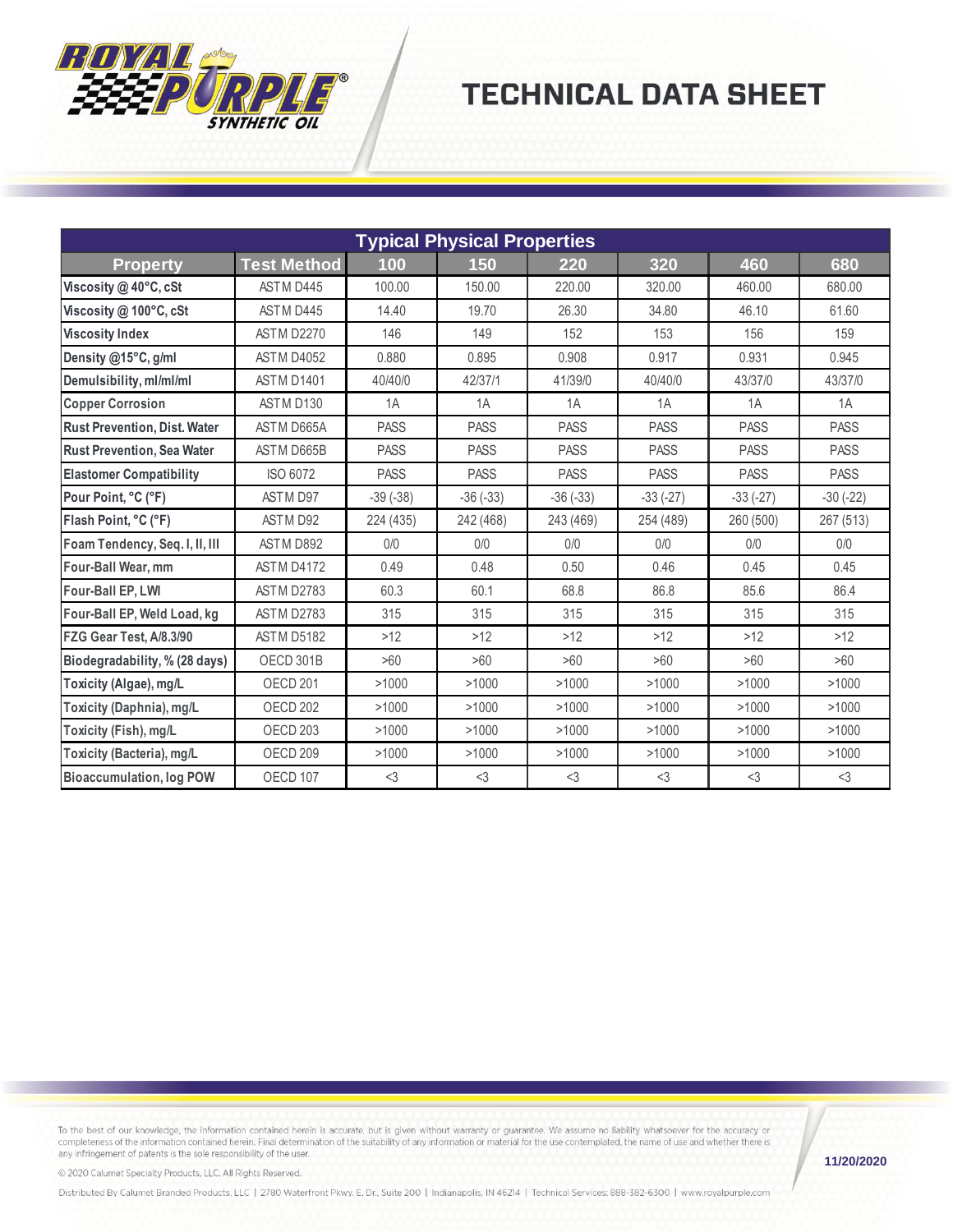# TECHNICAL DATA SHEET

| Typical Physical Properties | | | | | | | |
|---|---|---|---|---|---|---|---|
| **Property** | **Test Method** | **100** | **150** | **220** | **320** | **460** | **680** |
| **Viscosity @ 40°C, cSt** | ASTM D445 | 100.00 | 150.00 | 220.00 | 320.00 | 460.00 | 680.00 |
| **Viscosity @ 100°C, cSt** | ASTM D445 | 14.40 | 19.70 | 26.30 | 34.80 | 46.10 | 61.60 |
| **Viscosity Index** | ASTM D2270 | 146 | 149 | 152 | 153 | 156 | 159 |
| **Density @15°C, g/ml** | ASTM D4052 | 0.880 | 0.895 | 0.908 | 0.917 | 0.931 | 0.945 |
| **Demulsibility, ml/ml/ml** | ASTM D1401 | 40/40/0 | 42/37/1 | 41/39/0 | 40/40/0 | 43/37/0 | 43/37/0 |
| **Copper Corrosion** | ASTM D130 | 1A | 1A | 1A | 1A | 1A | 1A |
| **Rust Prevention, Dist. Water** | ASTM D665A | PASS | PASS | PASS | PASS | PASS | PASS |
| **Rust Prevention, Sea Water** | ASTM D665B | PASS | PASS | PASS | PASS | PASS | PASS |
| **Elastomer Compatibility** | ISO 6072 | PASS | PASS | PASS | PASS | PASS | PASS |
| **Pour Point, °C (°F)** | ASTM D97 | -39 (-38) | -36 (-33) | -36 (-33) | -33 (-27) | -33 (-27) | -30 (-22) |
| **Flash Point, °C (°F)** | ASTM D92 | 224 (435) | 242 (468) | 243 (469) | 254 (489) | 260 (500) | 267 (513) |
| **Foam Tendency, Seq. I, II, III** | ASTM D892 | 0/0 | 0/0 | 0/0 | 0/0 | 0/0 | 0/0 |
| **Four-Ball Wear, mm** | ASTM D4172 | 0.49 | 0.48 | 0.50 | 0.46 | 0.45 | 0.45 |
| **Four-Ball EP, LWI** | ASTM D2783 | 60.3 | 60.1 | 68.8 | 86.8 | 85.6 | 86.4 |
| **Four-Ball EP, Weld Load, kg** | ASTM D2783 | 315 | 315 | 315 | 315 | 315 | 315 |
| **FZG Gear Test, A/8.3/90** | ASTM D5182 | >12 | >12 | >12 | >12 | >12 | >12 |
| **Biodegradability, % (28 days)** | OECD 301B | >60 | >60 | >60 | >60 | >60 | >60 |
| **Toxicity (Algae), mg/L** | OECD 201 | >1000 | >1000 | >1000 | >1000 | >1000 | >1000 |
| **Toxicity (Daphnia), mg/L** | OECD 202 | >1000 | >1000 | >1000 | >1000 | >1000 | >1000 |
| **Toxicity (Fish), mg/L** | OECD 203 | >1000 | >1000 | >1000 | >1000 | >1000 | >1000 |
| **Toxicity (Bacteria), mg/L** | OECD 209 | >1000 | >1000 | >1000 | >1000 | >1000 | >1000 |
| **Bioaccumulation, log POW** | OECD 107 | <3 | <3 | <3 | <3 | <3 | <3 |

To the best of our knowledge, the information contained herein is accurate, but is given without warranty or guarantee. We assume no liability whatsoever for the accuracy or completeness of the information contained herein. Final determination of the suitability of any information or material for the use contemplated, the name of use and whether there is any infringement of patents is the sole responsibility of the user.

© 2020 Calumet Specialty Products, LLC. All Rights Reserved.

Distributed By Calumet Branded Products, LLC | 2780 Waterfront Pkwy. E. Dr., Suite 200 | Indianapolis, IN 46214 | Technical Services: 888-382-6300 | www.royalpurple.com

**11/20/2020**